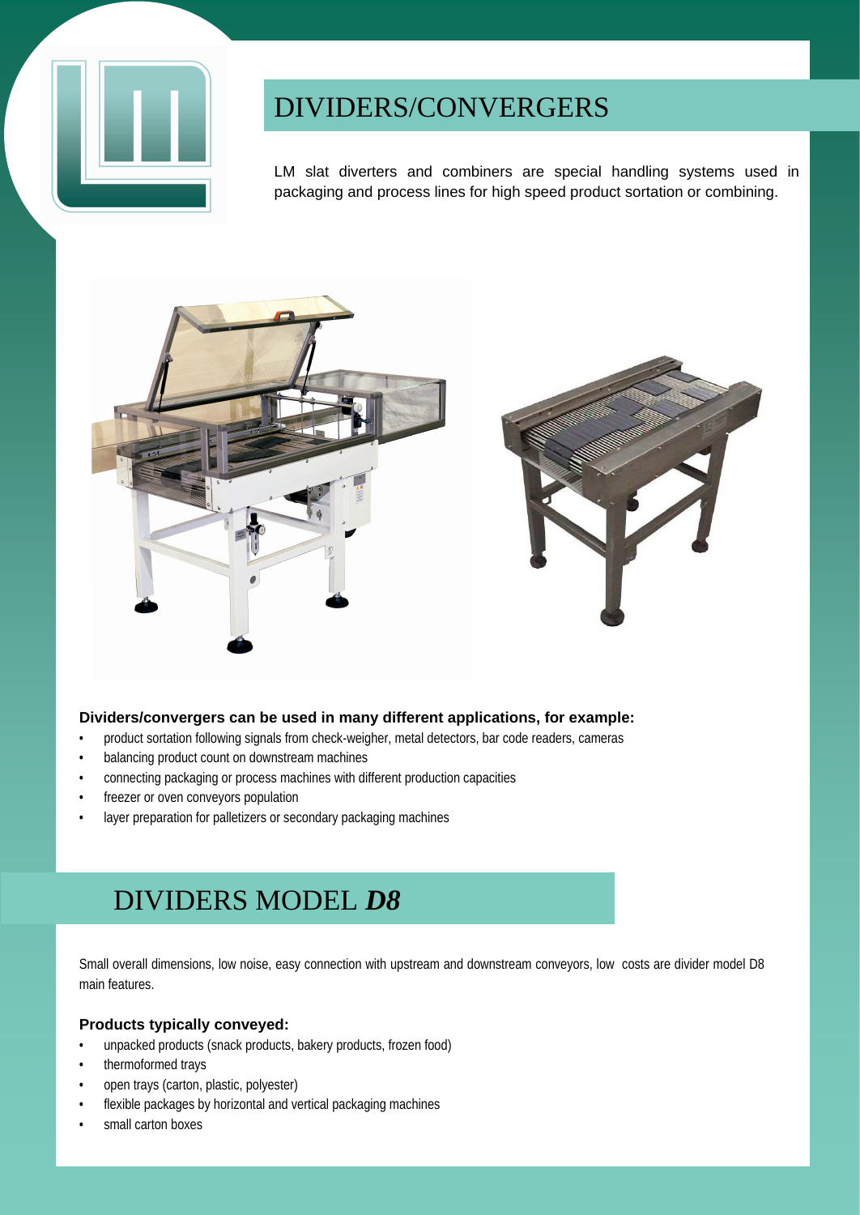# DIVIDERS/CONVERGERS

LM slat diverters and combiners are special handling systems used in packaging and process lines for high speed product sortation or combining.

**Dividers/convergers can be used in many different applications, for example:**

- product sortation following signals from check-weigher, metal detectors, bar code readers, cameras
- balancing product count on downstream machines
- connecting packaging or process machines with different production capacities
- freezer or oven conveyors population
- layer preparation for palletizers or secondary packaging machines

# DIVIDERS MODEL ***D8***

Small overall dimensions, low noise, easy connection with upstream and downstream conveyors, low costs are divider model D8 main features.

**Products typically conveyed:**

- unpacked products (snack products, bakery products, frozen food)
- thermoformed trays
- open trays (carton, plastic, polyester)
- flexible packages by horizontal and vertical packaging machines
- small carton boxes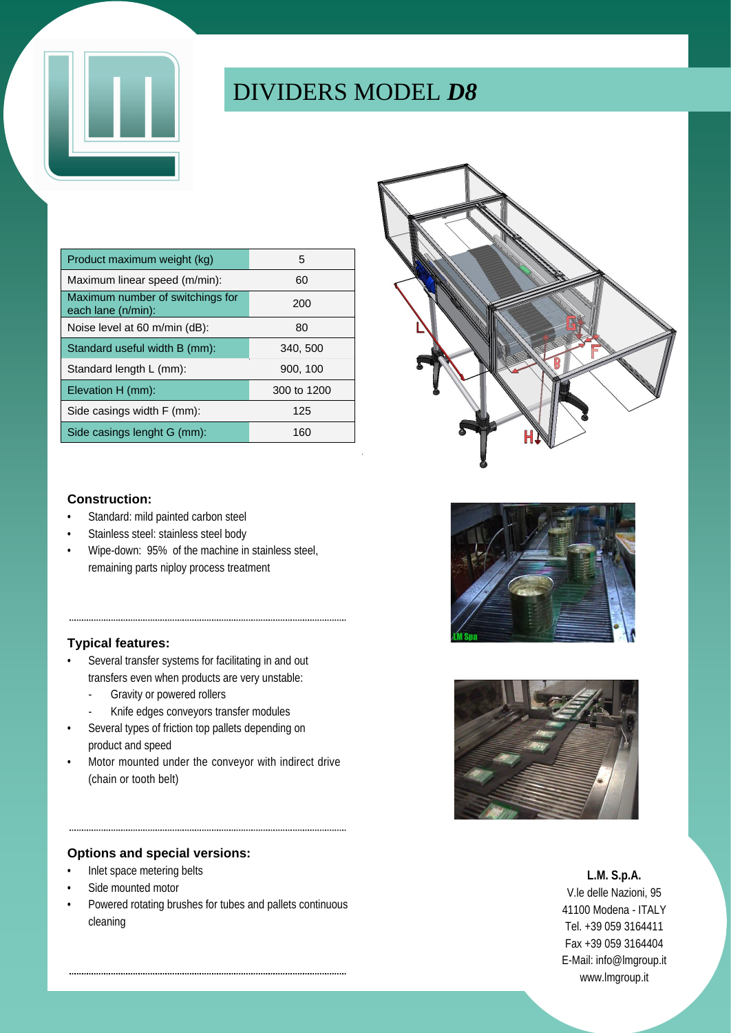# DIVIDERS MODEL *D8*

| | |
|---|---|
| Product maximum weight (kg) | 5 |
| Maximum linear speed (m/min): | 60 |
| Maximum number of switchings for each lane (n/min): | 200 |
| Noise level at 60 m/min (dB): | 80 |
| Standard useful width B (mm): | 340, 500 |
| Standard length L (mm): | 900, 100 |
| Elevation H (mm): | 300 to 1200 |
| Side casings width F (mm): | 125 |
| Side casings lenght G (mm): | 160 |

### Construction:

- Standard: mild painted carbon steel
- Stainless steel: stainless steel body
- Wipe-down: 95% of the machine in stainless steel, remaining parts niploy process treatment

### Typical features:

- Several transfer systems for facilitating in and out transfers even when products are very unstable:
  - Gravity or powered rollers
  - Knife edges conveyors transfer modules
- Several types of friction top pallets depending on product and speed
- Motor mounted under the conveyor with indirect drive (chain or tooth belt)

### Options and special versions:

- Inlet space metering belts
- Side mounted motor
- Powered rotating brushes for tubes and pallets continuous cleaning

**L.M. S.p.A.**
V.le delle Nazioni, 95
41100 Modena - ITALY
Tel. +39 059 3164411
Fax +39 059 3164404
E-Mail: info@lmgroup.it
www.lmgroup.it